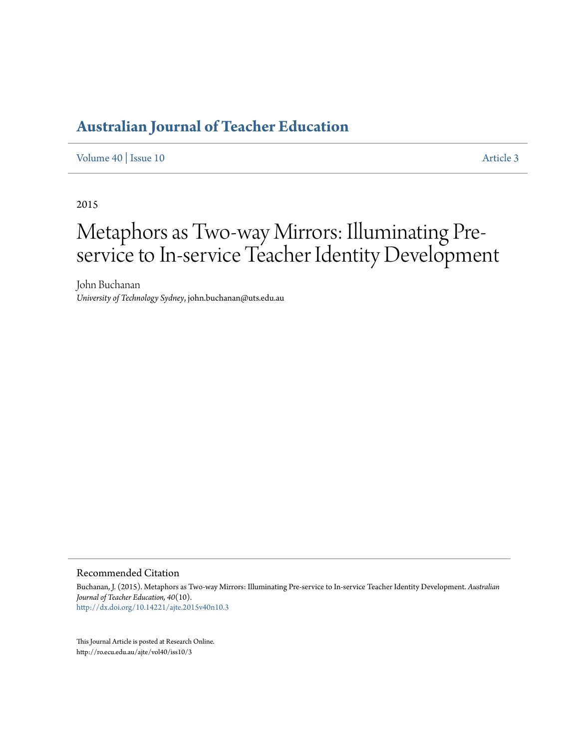## Australian Journal of Teacher Education

Volume 40 | Issue 10 Article 3

2015

# Metaphors as Two-way Mirrors: Illuminating Pre-service to In-service Teacher Identity Development

John Buchanan
*University of Technology Sydney*, john.buchanan@uts.edu.au

### Recommended Citation

Buchanan, J. (2015). Metaphors as Two-way Mirrors: Illuminating Pre-service to In-service Teacher Identity Development. *Australian Journal of Teacher Education, 40*(10).
http://dx.doi.org/10.14221/ajte.2015v40n10.3

This Journal Article is posted at Research Online.
http://ro.ecu.edu.au/ajte/vol40/iss10/3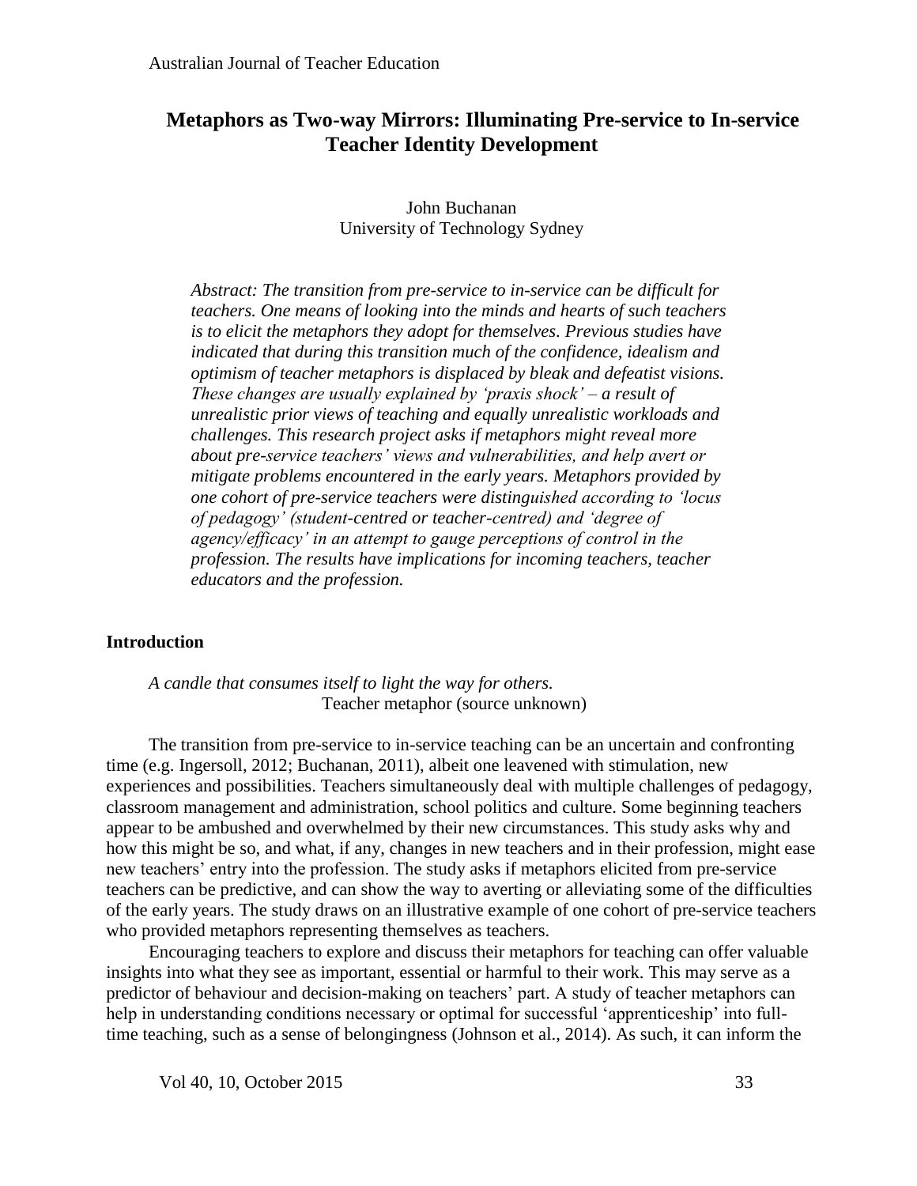# Metaphors as Two-way Mirrors: Illuminating Pre-service to In-service Teacher Identity Development

John Buchanan
University of Technology Sydney

*Abstract: The transition from pre-service to in-service can be difficult for teachers. One means of looking into the minds and hearts of such teachers is to elicit the metaphors they adopt for themselves. Previous studies have indicated that during this transition much of the confidence, idealism and optimism of teacher metaphors is displaced by bleak and defeatist visions. These changes are usually explained by 'praxis shock' – a result of unrealistic prior views of teaching and equally unrealistic workloads and challenges. This research project asks if metaphors might reveal more about pre-service teachers' views and vulnerabilities, and help avert or mitigate problems encountered in the early years. Metaphors provided by one cohort of pre-service teachers were distinguished according to 'locus of pedagogy' (student-centred or teacher-centred) and 'degree of agency/efficacy' in an attempt to gauge perceptions of control in the profession. The results have implications for incoming teachers, teacher educators and the profession.*

## Introduction

> *A candle that consumes itself to light the way for others.*
> Teacher metaphor (source unknown)

The transition from pre-service to in-service teaching can be an uncertain and confronting time (e.g. Ingersoll, 2012; Buchanan, 2011), albeit one leavened with stimulation, new experiences and possibilities. Teachers simultaneously deal with multiple challenges of pedagogy, classroom management and administration, school politics and culture. Some beginning teachers appear to be ambushed and overwhelmed by their new circumstances. This study asks why and how this might be so, and what, if any, changes in new teachers and in their profession, might ease new teachers' entry into the profession. The study asks if metaphors elicited from pre-service teachers can be predictive, and can show the way to averting or alleviating some of the difficulties of the early years. The study draws on an illustrative example of one cohort of pre-service teachers who provided metaphors representing themselves as teachers.

Encouraging teachers to explore and discuss their metaphors for teaching can offer valuable insights into what they see as important, essential or harmful to their work. This may serve as a predictor of behaviour and decision-making on teachers' part. A study of teacher metaphors can help in understanding conditions necessary or optimal for successful 'apprenticeship' into full-time teaching, such as a sense of belongingness (Johnson et al., 2014). As such, it can inform the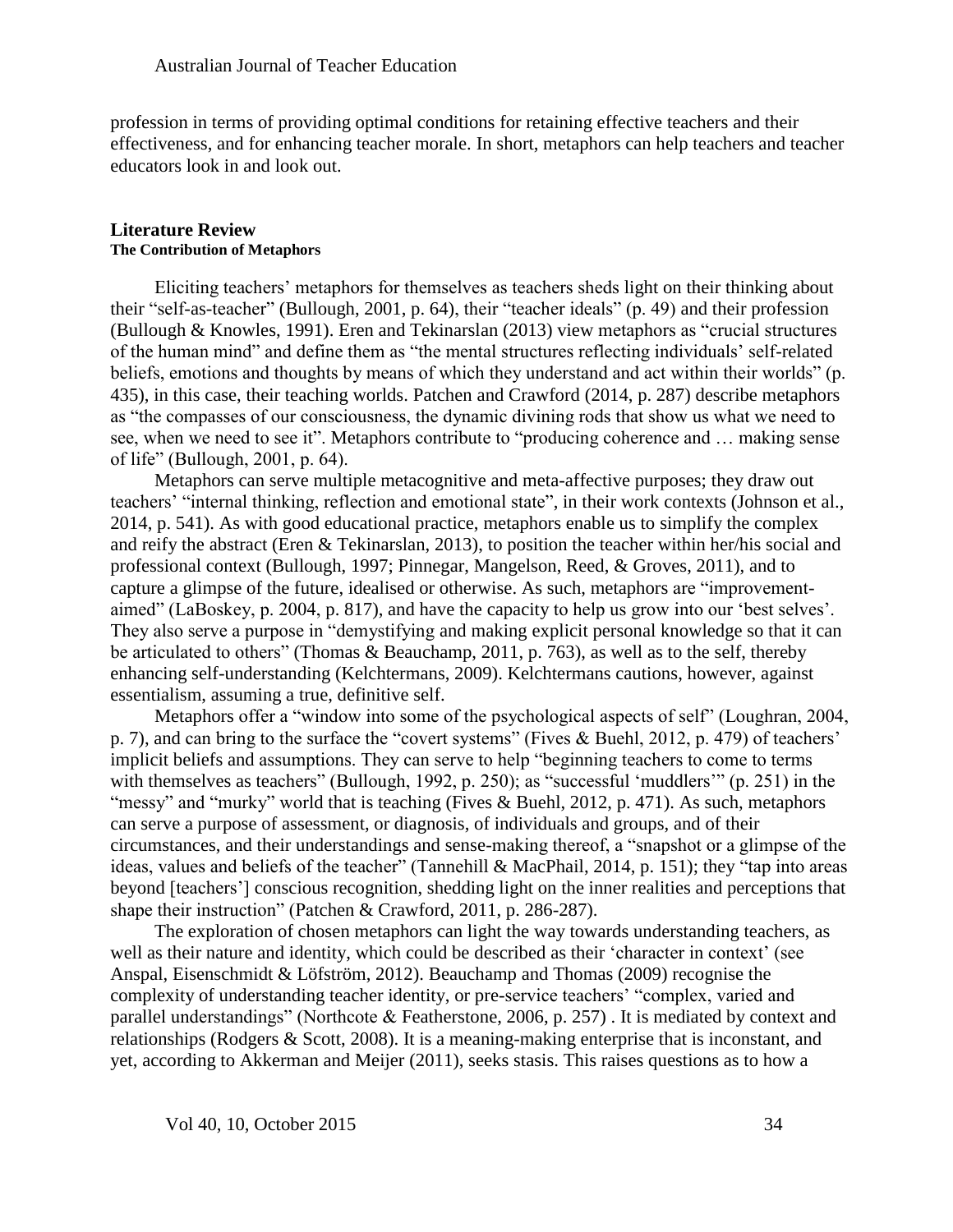profession in terms of providing optimal conditions for retaining effective teachers and their effectiveness, and for enhancing teacher morale. In short, metaphors can help teachers and teacher educators look in and look out.

## Literature Review

### The Contribution of Metaphors

Eliciting teachers' metaphors for themselves as teachers sheds light on their thinking about their "self-as-teacher" (Bullough, 2001, p. 64), their "teacher ideals" (p. 49) and their profession (Bullough & Knowles, 1991). Eren and Tekinarslan (2013) view metaphors as "crucial structures of the human mind" and define them as "the mental structures reflecting individuals' self-related beliefs, emotions and thoughts by means of which they understand and act within their worlds" (p. 435), in this case, their teaching worlds. Patchen and Crawford (2014, p. 287) describe metaphors as "the compasses of our consciousness, the dynamic divining rods that show us what we need to see, when we need to see it". Metaphors contribute to "producing coherence and … making sense of life" (Bullough, 2001, p. 64).

Metaphors can serve multiple metacognitive and meta-affective purposes; they draw out teachers' "internal thinking, reflection and emotional state", in their work contexts (Johnson et al., 2014, p. 541). As with good educational practice, metaphors enable us to simplify the complex and reify the abstract (Eren & Tekinarslan, 2013), to position the teacher within her/his social and professional context (Bullough, 1997; Pinnegar, Mangelson, Reed, & Groves, 2011), and to capture a glimpse of the future, idealised or otherwise. As such, metaphors are "improvement-aimed" (LaBoskey, p. 2004, p. 817), and have the capacity to help us grow into our 'best selves'. They also serve a purpose in "demystifying and making explicit personal knowledge so that it can be articulated to others" (Thomas & Beauchamp, 2011, p. 763), as well as to the self, thereby enhancing self-understanding (Kelchtermans, 2009). Kelchtermans cautions, however, against essentialism, assuming a true, definitive self.

Metaphors offer a "window into some of the psychological aspects of self" (Loughran, 2004, p. 7), and can bring to the surface the "covert systems" (Fives & Buehl, 2012, p. 479) of teachers' implicit beliefs and assumptions. They can serve to help "beginning teachers to come to terms with themselves as teachers" (Bullough, 1992, p. 250); as "successful 'muddlers'" (p. 251) in the "messy" and "murky" world that is teaching (Fives & Buehl, 2012, p. 471). As such, metaphors can serve a purpose of assessment, or diagnosis, of individuals and groups, and of their circumstances, and their understandings and sense-making thereof, a "snapshot or a glimpse of the ideas, values and beliefs of the teacher" (Tannehill & MacPhail, 2014, p. 151); they "tap into areas beyond [teachers'] conscious recognition, shedding light on the inner realities and perceptions that shape their instruction" (Patchen & Crawford, 2011, p. 286-287).

The exploration of chosen metaphors can light the way towards understanding teachers, as well as their nature and identity, which could be described as their 'character in context' (see Anspal, Eisenschmidt & Löfström, 2012). Beauchamp and Thomas (2009) recognise the complexity of understanding teacher identity, or pre-service teachers' "complex, varied and parallel understandings" (Northcote & Featherstone, 2006, p. 257) . It is mediated by context and relationships (Rodgers & Scott, 2008). It is a meaning-making enterprise that is inconstant, and yet, according to Akkerman and Meijer (2011), seeks stasis. This raises questions as to how a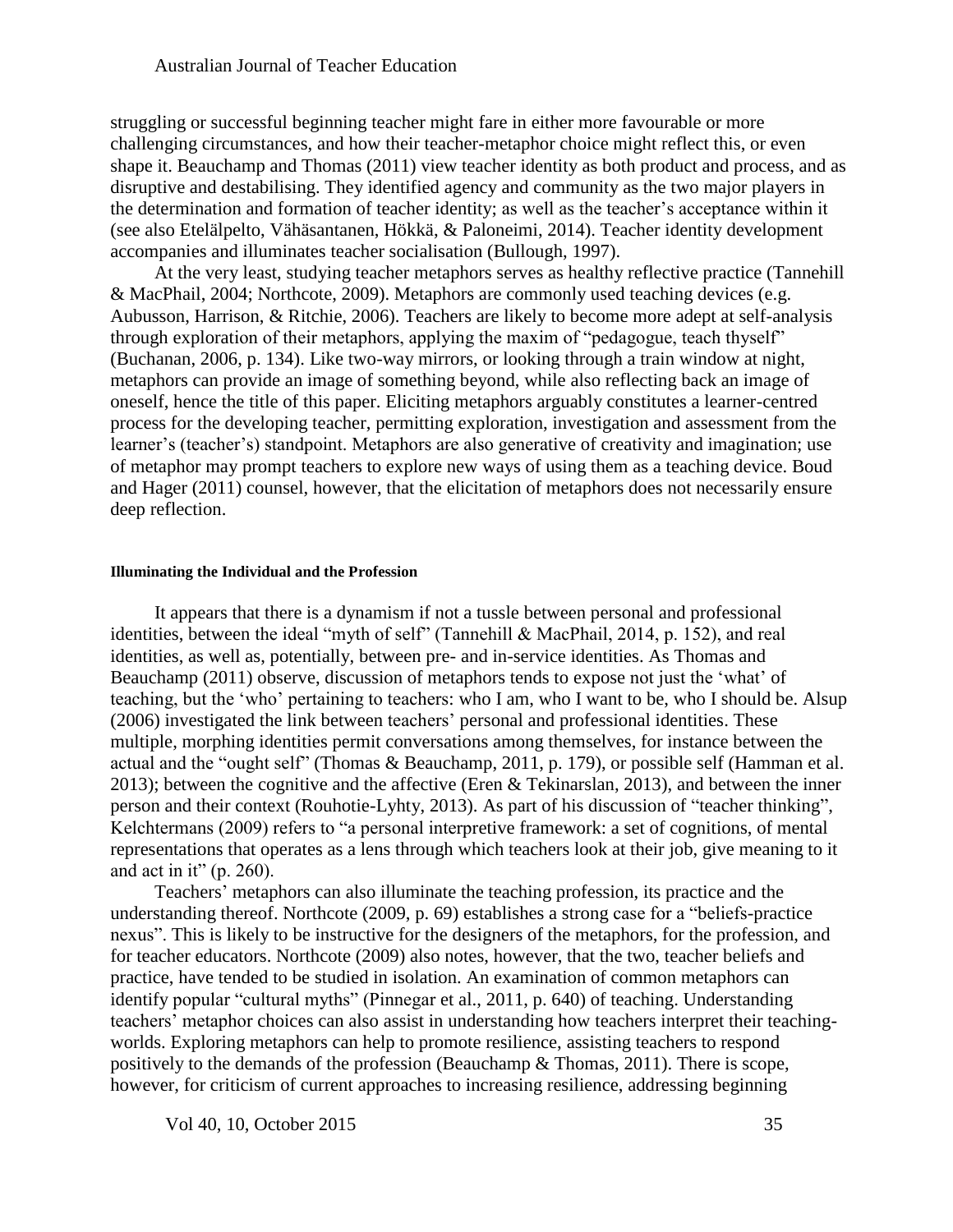struggling or successful beginning teacher might fare in either more favourable or more challenging circumstances, and how their teacher-metaphor choice might reflect this, or even shape it. Beauchamp and Thomas (2011) view teacher identity as both product and process, and as disruptive and destabilising. They identified agency and community as the two major players in the determination and formation of teacher identity; as well as the teacher's acceptance within it (see also Etelälpelto, Vähäsantanen, Hökkä, & Paloneimi, 2014). Teacher identity development accompanies and illuminates teacher socialisation (Bullough, 1997).

At the very least, studying teacher metaphors serves as healthy reflective practice (Tannehill & MacPhail, 2004; Northcote, 2009). Metaphors are commonly used teaching devices (e.g. Aubusson, Harrison, & Ritchie, 2006). Teachers are likely to become more adept at self-analysis through exploration of their metaphors, applying the maxim of "pedagogue, teach thyself" (Buchanan, 2006, p. 134). Like two-way mirrors, or looking through a train window at night, metaphors can provide an image of something beyond, while also reflecting back an image of oneself, hence the title of this paper. Eliciting metaphors arguably constitutes a learner-centred process for the developing teacher, permitting exploration, investigation and assessment from the learner's (teacher's) standpoint. Metaphors are also generative of creativity and imagination; use of metaphor may prompt teachers to explore new ways of using them as a teaching device. Boud and Hager (2011) counsel, however, that the elicitation of metaphors does not necessarily ensure deep reflection.

#### Illuminating the Individual and the Profession

It appears that there is a dynamism if not a tussle between personal and professional identities, between the ideal "myth of self" (Tannehill & MacPhail, 2014, p. 152), and real identities, as well as, potentially, between pre- and in-service identities. As Thomas and Beauchamp (2011) observe, discussion of metaphors tends to expose not just the 'what' of teaching, but the 'who' pertaining to teachers: who I am, who I want to be, who I should be. Alsup (2006) investigated the link between teachers' personal and professional identities. These multiple, morphing identities permit conversations among themselves, for instance between the actual and the "ought self" (Thomas & Beauchamp, 2011, p. 179), or possible self (Hamman et al. 2013); between the cognitive and the affective (Eren & Tekinarslan, 2013), and between the inner person and their context (Rouhotie-Lyhty, 2013). As part of his discussion of "teacher thinking", Kelchtermans (2009) refers to "a personal interpretive framework: a set of cognitions, of mental representations that operates as a lens through which teachers look at their job, give meaning to it and act in it" (p. 260).

Teachers' metaphors can also illuminate the teaching profession, its practice and the understanding thereof. Northcote (2009, p. 69) establishes a strong case for a "beliefs-practice nexus". This is likely to be instructive for the designers of the metaphors, for the profession, and for teacher educators. Northcote (2009) also notes, however, that the two, teacher beliefs and practice, have tended to be studied in isolation. An examination of common metaphors can identify popular "cultural myths" (Pinnegar et al., 2011, p. 640) of teaching. Understanding teachers' metaphor choices can also assist in understanding how teachers interpret their teaching-worlds. Exploring metaphors can help to promote resilience, assisting teachers to respond positively to the demands of the profession (Beauchamp & Thomas, 2011). There is scope, however, for criticism of current approaches to increasing resilience, addressing beginning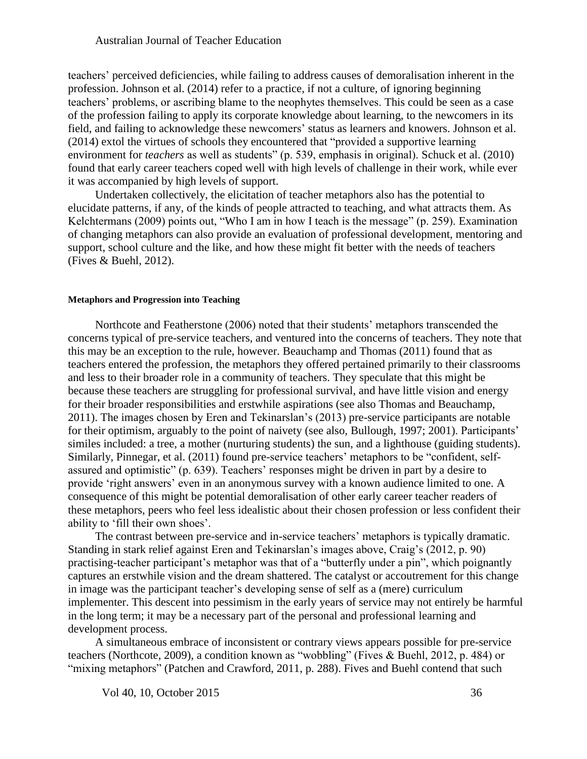teachers' perceived deficiencies, while failing to address causes of demoralisation inherent in the profession. Johnson et al. (2014) refer to a practice, if not a culture, of ignoring beginning teachers' problems, or ascribing blame to the neophytes themselves. This could be seen as a case of the profession failing to apply its corporate knowledge about learning, to the newcomers in its field, and failing to acknowledge these newcomers' status as learners and knowers. Johnson et al. (2014) extol the virtues of schools they encountered that "provided a supportive learning environment for *teachers* as well as students" (p. 539, emphasis in original). Schuck et al. (2010) found that early career teachers coped well with high levels of challenge in their work, while ever it was accompanied by high levels of support.

Undertaken collectively, the elicitation of teacher metaphors also has the potential to elucidate patterns, if any, of the kinds of people attracted to teaching, and what attracts them. As Kelchtermans (2009) points out, "Who I am in how I teach is the message" (p. 259). Examination of changing metaphors can also provide an evaluation of professional development, mentoring and support, school culture and the like, and how these might fit better with the needs of teachers (Fives & Buehl, 2012).

#### Metaphors and Progression into Teaching

Northcote and Featherstone (2006) noted that their students' metaphors transcended the concerns typical of pre-service teachers, and ventured into the concerns of teachers. They note that this may be an exception to the rule, however. Beauchamp and Thomas (2011) found that as teachers entered the profession, the metaphors they offered pertained primarily to their classrooms and less to their broader role in a community of teachers. They speculate that this might be because these teachers are struggling for professional survival, and have little vision and energy for their broader responsibilities and erstwhile aspirations (see also Thomas and Beauchamp, 2011). The images chosen by Eren and Tekinarslan's (2013) pre-service participants are notable for their optimism, arguably to the point of naivety (see also, Bullough, 1997; 2001). Participants' similes included: a tree, a mother (nurturing students) the sun, and a lighthouse (guiding students). Similarly, Pinnegar, et al. (2011) found pre-service teachers' metaphors to be "confident, self-assured and optimistic" (p. 639). Teachers' responses might be driven in part by a desire to provide 'right answers' even in an anonymous survey with a known audience limited to one. A consequence of this might be potential demoralisation of other early career teacher readers of these metaphors, peers who feel less idealistic about their chosen profession or less confident their ability to 'fill their own shoes'.

The contrast between pre-service and in-service teachers' metaphors is typically dramatic. Standing in stark relief against Eren and Tekinarslan's images above, Craig's (2012, p. 90) practising-teacher participant's metaphor was that of a "butterfly under a pin", which poignantly captures an erstwhile vision and the dream shattered. The catalyst or accoutrement for this change in image was the participant teacher's developing sense of self as a (mere) curriculum implementer. This descent into pessimism in the early years of service may not entirely be harmful in the long term; it may be a necessary part of the personal and professional learning and development process.

A simultaneous embrace of inconsistent or contrary views appears possible for pre-service teachers (Northcote, 2009), a condition known as "wobbling" (Fives & Buehl, 2012, p. 484) or "mixing metaphors" (Patchen and Crawford, 2011, p. 288). Fives and Buehl contend that such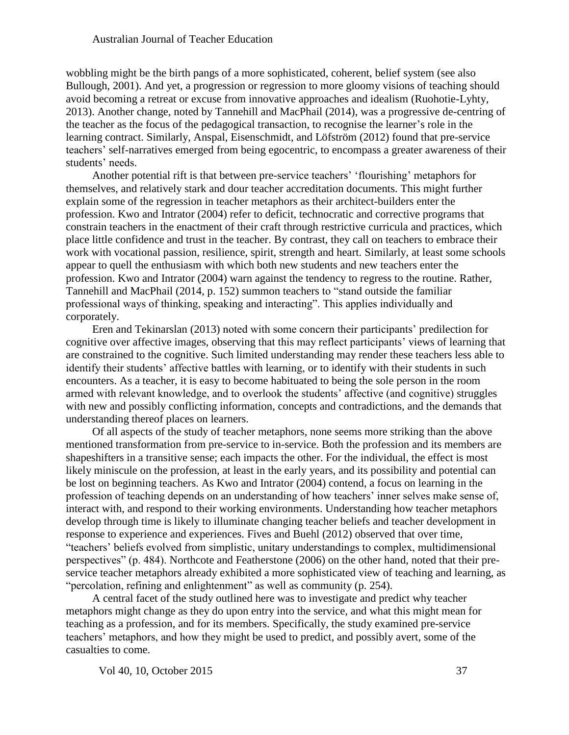wobbling might be the birth pangs of a more sophisticated, coherent, belief system (see also Bullough, 2001). And yet, a progression or regression to more gloomy visions of teaching should avoid becoming a retreat or excuse from innovative approaches and idealism (Ruohotie-Lyhty, 2013). Another change, noted by Tannehill and MacPhail (2014), was a progressive de-centring of the teacher as the focus of the pedagogical transaction, to recognise the learner's role in the learning contract. Similarly, Anspal, Eisenschmidt, and Löfström (2012) found that pre-service teachers' self-narratives emerged from being egocentric, to encompass a greater awareness of their students' needs.

Another potential rift is that between pre-service teachers' 'flourishing' metaphors for themselves, and relatively stark and dour teacher accreditation documents. This might further explain some of the regression in teacher metaphors as their architect-builders enter the profession. Kwo and Intrator (2004) refer to deficit, technocratic and corrective programs that constrain teachers in the enactment of their craft through restrictive curricula and practices, which place little confidence and trust in the teacher. By contrast, they call on teachers to embrace their work with vocational passion, resilience, spirit, strength and heart. Similarly, at least some schools appear to quell the enthusiasm with which both new students and new teachers enter the profession. Kwo and Intrator (2004) warn against the tendency to regress to the routine. Rather, Tannehill and MacPhail (2014, p. 152) summon teachers to "stand outside the familiar professional ways of thinking, speaking and interacting". This applies individually and corporately.

Eren and Tekinarslan (2013) noted with some concern their participants' predilection for cognitive over affective images, observing that this may reflect participants' views of learning that are constrained to the cognitive. Such limited understanding may render these teachers less able to identify their students' affective battles with learning, or to identify with their students in such encounters. As a teacher, it is easy to become habituated to being the sole person in the room armed with relevant knowledge, and to overlook the students' affective (and cognitive) struggles with new and possibly conflicting information, concepts and contradictions, and the demands that understanding thereof places on learners.

Of all aspects of the study of teacher metaphors, none seems more striking than the above mentioned transformation from pre-service to in-service. Both the profession and its members are shapeshifters in a transitive sense; each impacts the other. For the individual, the effect is most likely miniscule on the profession, at least in the early years, and its possibility and potential can be lost on beginning teachers. As Kwo and Intrator (2004) contend, a focus on learning in the profession of teaching depends on an understanding of how teachers' inner selves make sense of, interact with, and respond to their working environments. Understanding how teacher metaphors develop through time is likely to illuminate changing teacher beliefs and teacher development in response to experience and experiences. Fives and Buehl (2012) observed that over time, "teachers' beliefs evolved from simplistic, unitary understandings to complex, multidimensional perspectives" (p. 484). Northcote and Featherstone (2006) on the other hand, noted that their pre-service teacher metaphors already exhibited a more sophisticated view of teaching and learning, as "percolation, refining and enlightenment" as well as community (p. 254).

A central facet of the study outlined here was to investigate and predict why teacher metaphors might change as they do upon entry into the service, and what this might mean for teaching as a profession, and for its members. Specifically, the study examined pre-service teachers' metaphors, and how they might be used to predict, and possibly avert, some of the casualties to come.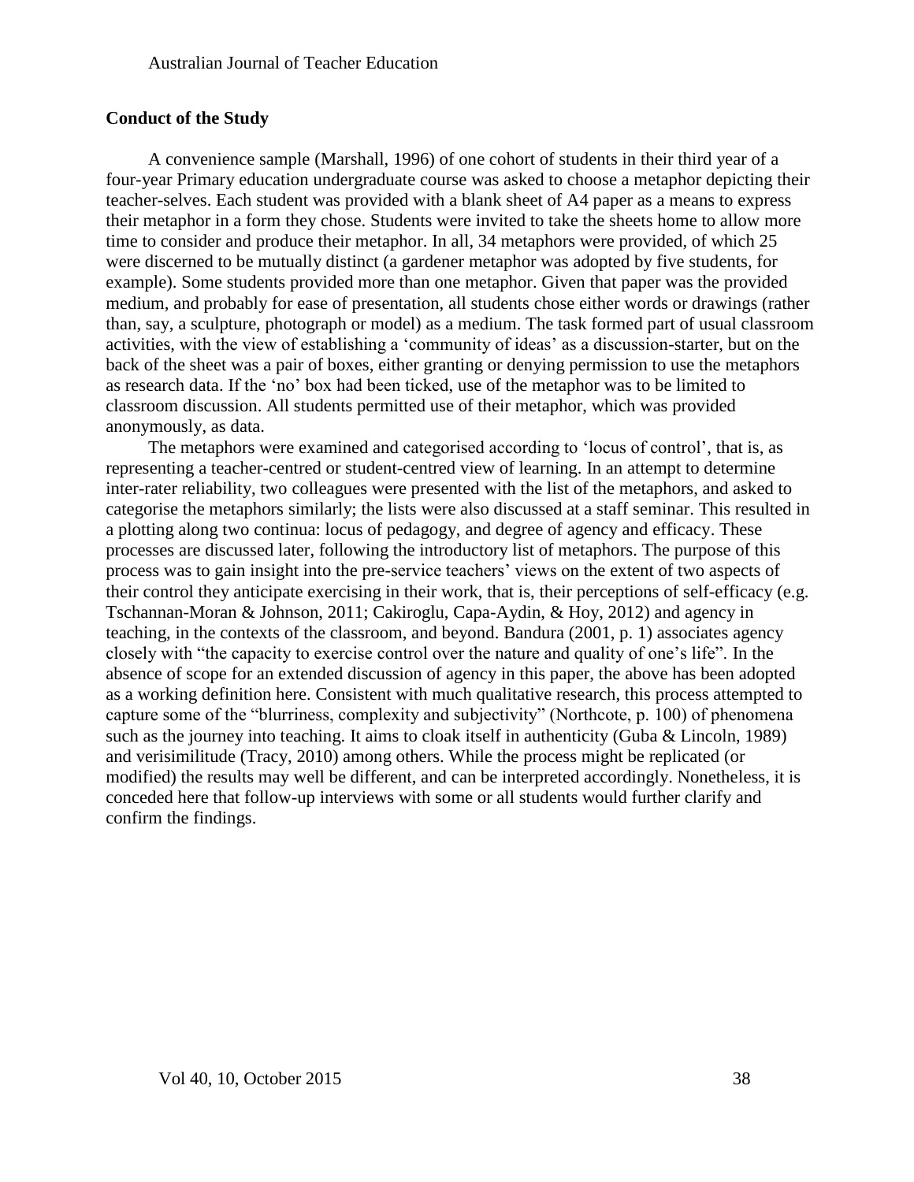### Conduct of the Study

A convenience sample (Marshall, 1996) of one cohort of students in their third year of a four-year Primary education undergraduate course was asked to choose a metaphor depicting their teacher-selves. Each student was provided with a blank sheet of A4 paper as a means to express their metaphor in a form they chose. Students were invited to take the sheets home to allow more time to consider and produce their metaphor. In all, 34 metaphors were provided, of which 25 were discerned to be mutually distinct (a gardener metaphor was adopted by five students, for example). Some students provided more than one metaphor. Given that paper was the provided medium, and probably for ease of presentation, all students chose either words or drawings (rather than, say, a sculpture, photograph or model) as a medium. The task formed part of usual classroom activities, with the view of establishing a 'community of ideas' as a discussion-starter, but on the back of the sheet was a pair of boxes, either granting or denying permission to use the metaphors as research data. If the 'no' box had been ticked, use of the metaphor was to be limited to classroom discussion. All students permitted use of their metaphor, which was provided anonymously, as data.

The metaphors were examined and categorised according to 'locus of control', that is, as representing a teacher-centred or student-centred view of learning. In an attempt to determine inter-rater reliability, two colleagues were presented with the list of the metaphors, and asked to categorise the metaphors similarly; the lists were also discussed at a staff seminar. This resulted in a plotting along two continua: locus of pedagogy, and degree of agency and efficacy. These processes are discussed later, following the introductory list of metaphors. The purpose of this process was to gain insight into the pre-service teachers' views on the extent of two aspects of their control they anticipate exercising in their work, that is, their perceptions of self-efficacy (e.g. Tschannan-Moran & Johnson, 2011; Cakiroglu, Capa-Aydin, & Hoy, 2012) and agency in teaching, in the contexts of the classroom, and beyond. Bandura (2001, p. 1) associates agency closely with "the capacity to exercise control over the nature and quality of one's life". In the absence of scope for an extended discussion of agency in this paper, the above has been adopted as a working definition here. Consistent with much qualitative research, this process attempted to capture some of the "blurriness, complexity and subjectivity" (Northcote, p. 100) of phenomena such as the journey into teaching. It aims to cloak itself in authenticity (Guba & Lincoln, 1989) and verisimilitude (Tracy, 2010) among others. While the process might be replicated (or modified) the results may well be different, and can be interpreted accordingly. Nonetheless, it is conceded here that follow-up interviews with some or all students would further clarify and confirm the findings.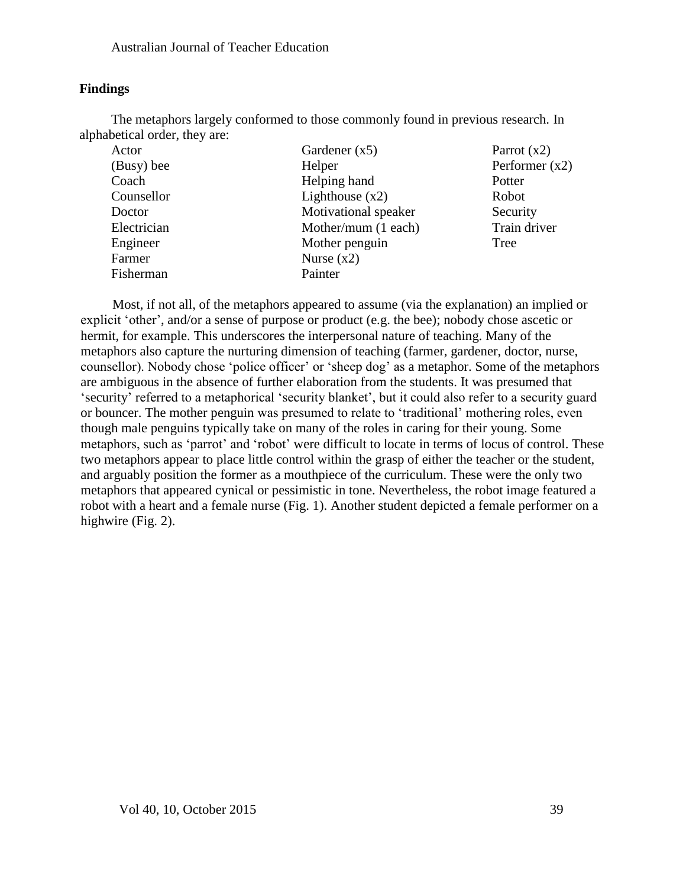## Findings

The metaphors largely conformed to those commonly found in previous research. In alphabetical order, they are:

Actor
(Busy) bee
Coach
Counsellor
Doctor
Electrician
Engineer
Farmer
Fisherman
Gardener (x5)
Helper
Helping hand
Lighthouse (x2)
Motivational speaker
Mother/mum (1 each)
Mother penguin
Nurse (x2)
Painter
Parrot (x2)
Performer (x2)
Potter
Robot
Security
Train driver
Tree

Most, if not all, of the metaphors appeared to assume (via the explanation) an implied or explicit 'other', and/or a sense of purpose or product (e.g. the bee); nobody chose ascetic or hermit, for example. This underscores the interpersonal nature of teaching. Many of the metaphors also capture the nurturing dimension of teaching (farmer, gardener, doctor, nurse, counsellor). Nobody chose 'police officer' or 'sheep dog' as a metaphor. Some of the metaphors are ambiguous in the absence of further elaboration from the students. It was presumed that 'security' referred to a metaphorical 'security blanket', but it could also refer to a security guard or bouncer. The mother penguin was presumed to relate to 'traditional' mothering roles, even though male penguins typically take on many of the roles in caring for their young. Some metaphors, such as 'parrot' and 'robot' were difficult to locate in terms of locus of control. These two metaphors appear to place little control within the grasp of either the teacher or the student, and arguably position the former as a mouthpiece of the curriculum. These were the only two metaphors that appeared cynical or pessimistic in tone. Nevertheless, the robot image featured a robot with a heart and a female nurse (Fig. 1). Another student depicted a female performer on a highwire (Fig. 2).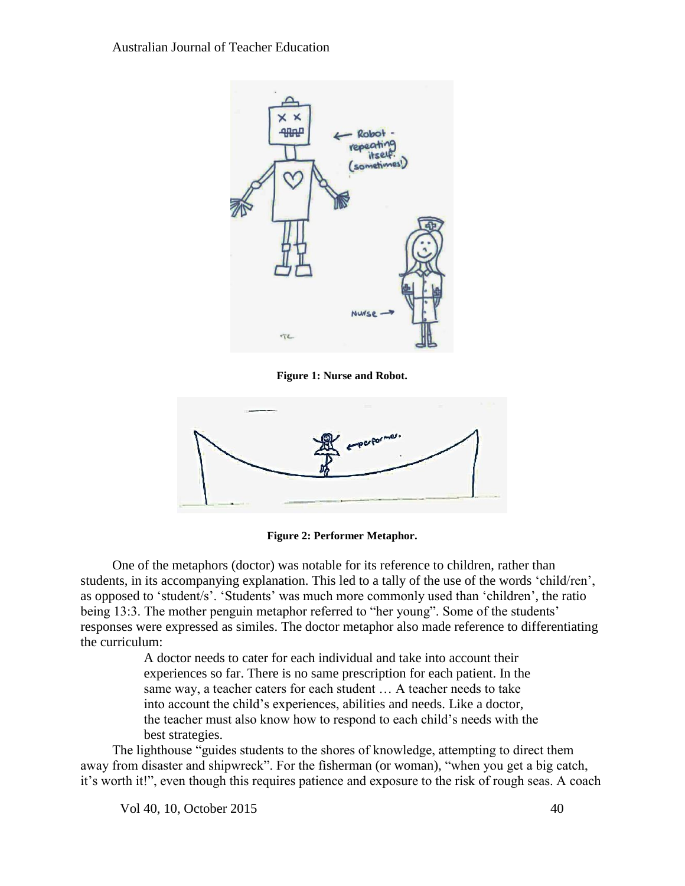**Figure 1: Nurse and Robot.**

**Figure 2: Performer Metaphor.**

One of the metaphors (doctor) was notable for its reference to children, rather than students, in its accompanying explanation. This led to a tally of the use of the words 'child/ren', as opposed to 'student/s'. 'Students' was much more commonly used than 'children', the ratio being 13:3. The mother penguin metaphor referred to "her young". Some of the students' responses were expressed as similes. The doctor metaphor also made reference to differentiating the curriculum:

> A doctor needs to cater for each individual and take into account their experiences so far. There is no same prescription for each patient. In the same way, a teacher caters for each student … A teacher needs to take into account the child's experiences, abilities and needs. Like a doctor, the teacher must also know how to respond to each child's needs with the best strategies.

The lighthouse "guides students to the shores of knowledge, attempting to direct them away from disaster and shipwreck". For the fisherman (or woman), "when you get a big catch, it's worth it!", even though this requires patience and exposure to the risk of rough seas. A coach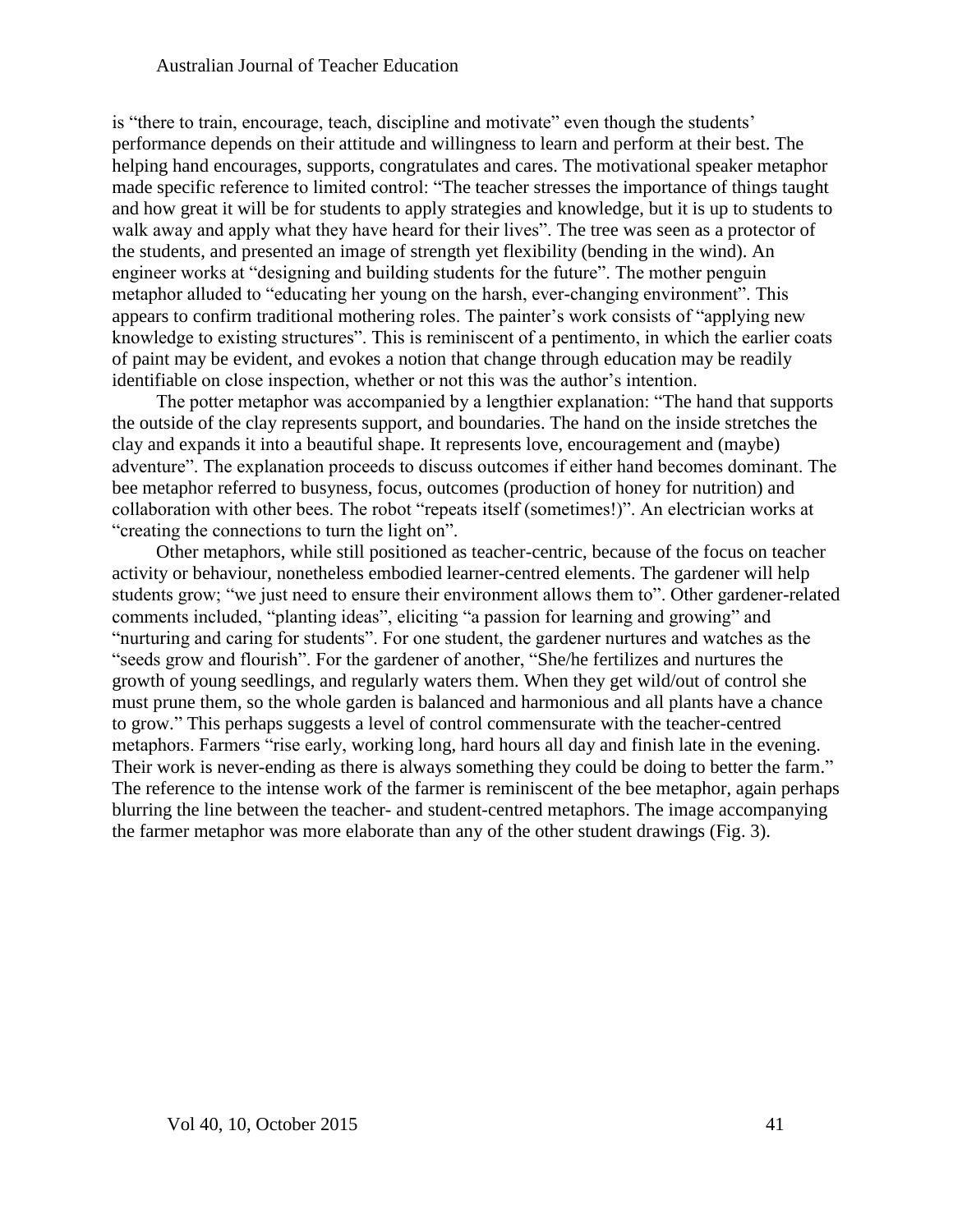is "there to train, encourage, teach, discipline and motivate" even though the students' performance depends on their attitude and willingness to learn and perform at their best. The helping hand encourages, supports, congratulates and cares. The motivational speaker metaphor made specific reference to limited control: "The teacher stresses the importance of things taught and how great it will be for students to apply strategies and knowledge, but it is up to students to walk away and apply what they have heard for their lives". The tree was seen as a protector of the students, and presented an image of strength yet flexibility (bending in the wind). An engineer works at "designing and building students for the future". The mother penguin metaphor alluded to "educating her young on the harsh, ever-changing environment". This appears to confirm traditional mothering roles. The painter's work consists of "applying new knowledge to existing structures". This is reminiscent of a pentimento, in which the earlier coats of paint may be evident, and evokes a notion that change through education may be readily identifiable on close inspection, whether or not this was the author's intention.

The potter metaphor was accompanied by a lengthier explanation: "The hand that supports the outside of the clay represents support, and boundaries. The hand on the inside stretches the clay and expands it into a beautiful shape. It represents love, encouragement and (maybe) adventure". The explanation proceeds to discuss outcomes if either hand becomes dominant. The bee metaphor referred to busyness, focus, outcomes (production of honey for nutrition) and collaboration with other bees. The robot "repeats itself (sometimes!)". An electrician works at "creating the connections to turn the light on".

Other metaphors, while still positioned as teacher-centric, because of the focus on teacher activity or behaviour, nonetheless embodied learner-centred elements. The gardener will help students grow; "we just need to ensure their environment allows them to". Other gardener-related comments included, "planting ideas", eliciting "a passion for learning and growing" and "nurturing and caring for students". For one student, the gardener nurtures and watches as the "seeds grow and flourish". For the gardener of another, "She/he fertilizes and nurtures the growth of young seedlings, and regularly waters them. When they get wild/out of control she must prune them, so the whole garden is balanced and harmonious and all plants have a chance to grow." This perhaps suggests a level of control commensurate with the teacher-centred metaphors. Farmers "rise early, working long, hard hours all day and finish late in the evening. Their work is never-ending as there is always something they could be doing to better the farm." The reference to the intense work of the farmer is reminiscent of the bee metaphor, again perhaps blurring the line between the teacher- and student-centred metaphors. The image accompanying the farmer metaphor was more elaborate than any of the other student drawings (Fig. 3).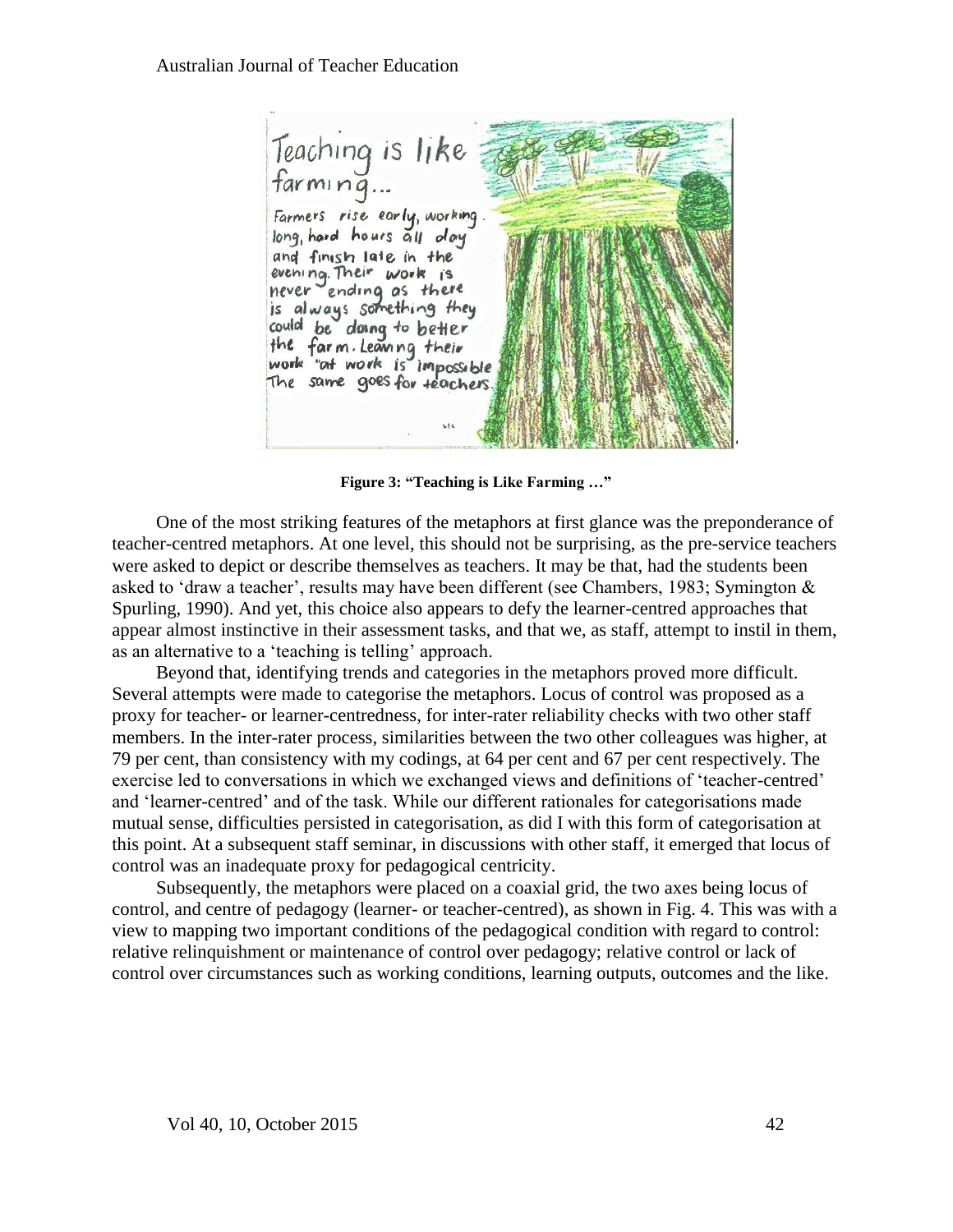**Figure 3: "Teaching is Like Farming …"**

One of the most striking features of the metaphors at first glance was the preponderance of teacher-centred metaphors. At one level, this should not be surprising, as the pre-service teachers were asked to depict or describe themselves as teachers. It may be that, had the students been asked to 'draw a teacher', results may have been different (see Chambers, 1983; Symington & Spurling, 1990). And yet, this choice also appears to defy the learner-centred approaches that appear almost instinctive in their assessment tasks, and that we, as staff, attempt to instil in them, as an alternative to a 'teaching is telling' approach.

Beyond that, identifying trends and categories in the metaphors proved more difficult. Several attempts were made to categorise the metaphors. Locus of control was proposed as a proxy for teacher- or learner-centredness, for inter-rater reliability checks with two other staff members. In the inter-rater process, similarities between the two other colleagues was higher, at 79 per cent, than consistency with my codings, at 64 per cent and 67 per cent respectively. The exercise led to conversations in which we exchanged views and definitions of 'teacher-centred' and 'learner-centred' and of the task. While our different rationales for categorisations made mutual sense, difficulties persisted in categorisation, as did I with this form of categorisation at this point. At a subsequent staff seminar, in discussions with other staff, it emerged that locus of control was an inadequate proxy for pedagogical centricity.

Subsequently, the metaphors were placed on a coaxial grid, the two axes being locus of control, and centre of pedagogy (learner- or teacher-centred), as shown in Fig. 4. This was with a view to mapping two important conditions of the pedagogical condition with regard to control: relative relinquishment or maintenance of control over pedagogy; relative control or lack of control over circumstances such as working conditions, learning outputs, outcomes and the like.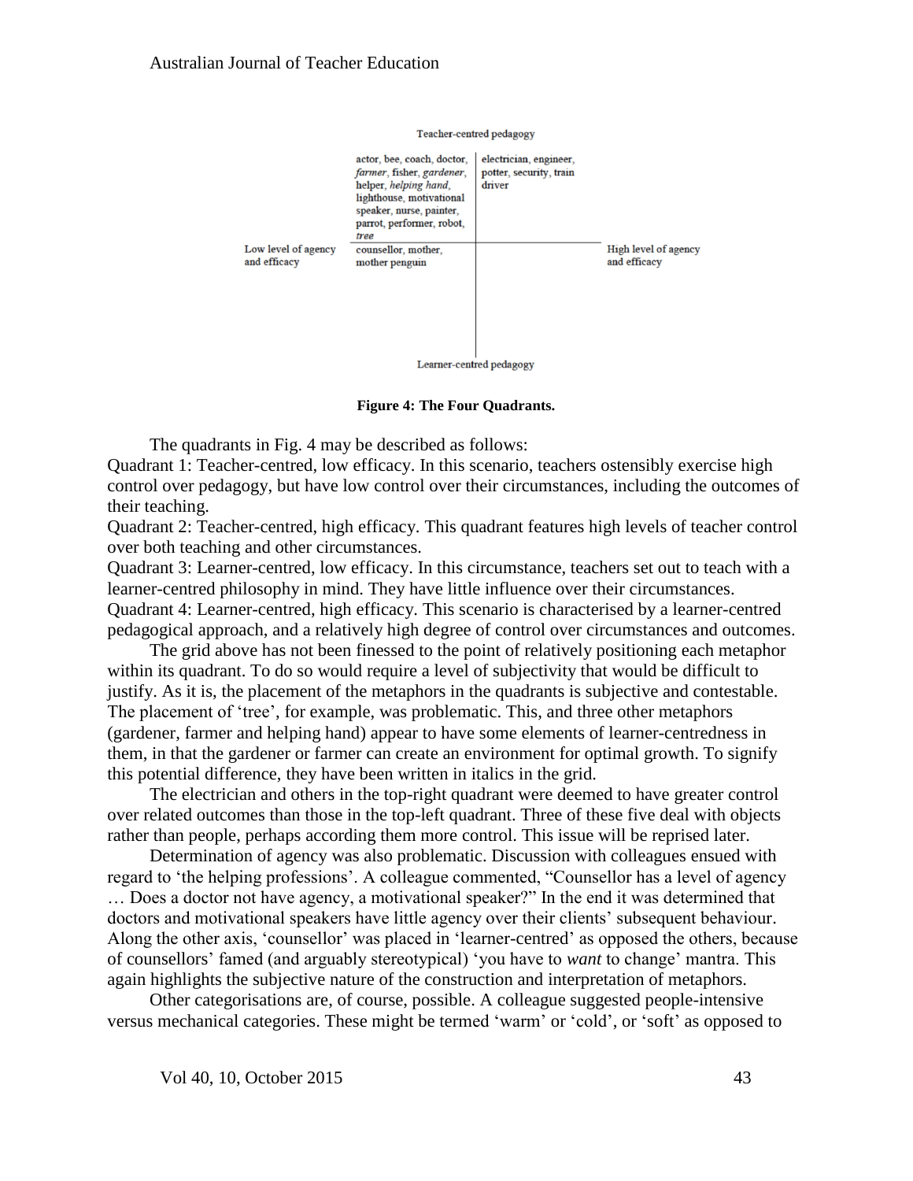|  | Teacher-centred pedagogy |  |  |
|---|---|---|---|
|  | actor, bee, coach, doctor, *farmer*, fisher, *gardener*, helper, *helping hand*, lighthouse, motivational speaker, nurse, painter, parrot, performer, robot, *tree* | electrician, engineer, potter, security, train driver |  |
| Low level of agency and efficacy | counsellor, mother, mother penguin |  | High level of agency and efficacy |
|  | Learner-centred pedagogy |  |  |

**Figure 4: The Four Quadrants.**

The quadrants in Fig. 4 may be described as follows:

Quadrant 1: Teacher-centred, low efficacy. In this scenario, teachers ostensibly exercise high control over pedagogy, but have low control over their circumstances, including the outcomes of their teaching.

Quadrant 2: Teacher-centred, high efficacy. This quadrant features high levels of teacher control over both teaching and other circumstances.

Quadrant 3: Learner-centred, low efficacy. In this circumstance, teachers set out to teach with a learner-centred philosophy in mind. They have little influence over their circumstances.

Quadrant 4: Learner-centred, high efficacy. This scenario is characterised by a learner-centred pedagogical approach, and a relatively high degree of control over circumstances and outcomes.

The grid above has not been finessed to the point of relatively positioning each metaphor within its quadrant. To do so would require a level of subjectivity that would be difficult to justify. As it is, the placement of the metaphors in the quadrants is subjective and contestable. The placement of 'tree', for example, was problematic. This, and three other metaphors (gardener, farmer and helping hand) appear to have some elements of learner-centredness in them, in that the gardener or farmer can create an environment for optimal growth. To signify this potential difference, they have been written in italics in the grid.

The electrician and others in the top-right quadrant were deemed to have greater control over related outcomes than those in the top-left quadrant. Three of these five deal with objects rather than people, perhaps according them more control. This issue will be reprised later.

Determination of agency was also problematic. Discussion with colleagues ensued with regard to 'the helping professions'. A colleague commented, "Counsellor has a level of agency … Does a doctor not have agency, a motivational speaker?" In the end it was determined that doctors and motivational speakers have little agency over their clients' subsequent behaviour. Along the other axis, 'counsellor' was placed in 'learner-centred' as opposed the others, because of counsellors' famed (and arguably stereotypical) 'you have to *want* to change' mantra. This again highlights the subjective nature of the construction and interpretation of metaphors.

Other categorisations are, of course, possible. A colleague suggested people-intensive versus mechanical categories. These might be termed 'warm' or 'cold', or 'soft' as opposed to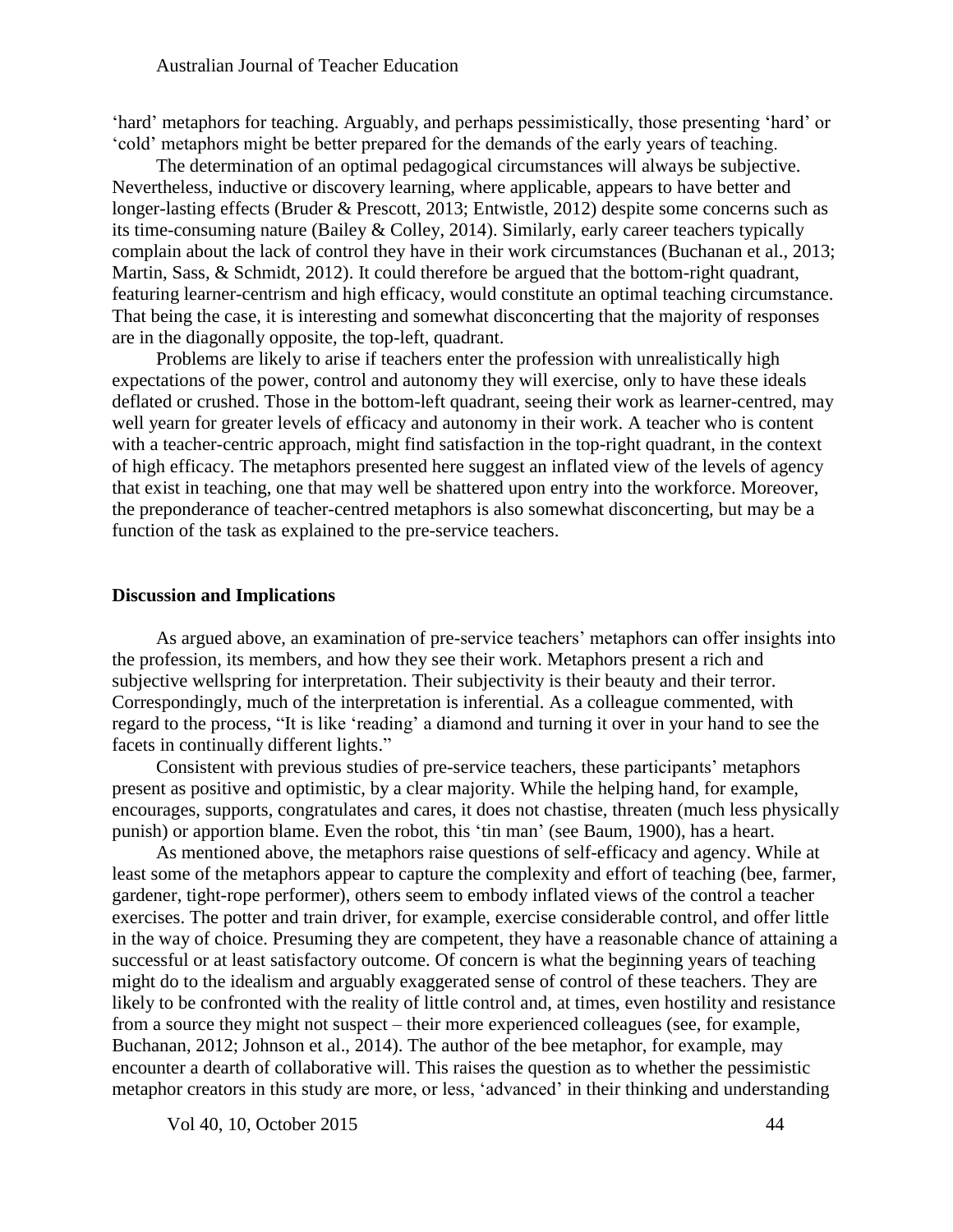'hard' metaphors for teaching. Arguably, and perhaps pessimistically, those presenting 'hard' or 'cold' metaphors might be better prepared for the demands of the early years of teaching.

The determination of an optimal pedagogical circumstances will always be subjective. Nevertheless, inductive or discovery learning, where applicable, appears to have better and longer-lasting effects (Bruder & Prescott, 2013; Entwistle, 2012) despite some concerns such as its time-consuming nature (Bailey & Colley, 2014). Similarly, early career teachers typically complain about the lack of control they have in their work circumstances (Buchanan et al., 2013; Martin, Sass, & Schmidt, 2012). It could therefore be argued that the bottom-right quadrant, featuring learner-centrism and high efficacy, would constitute an optimal teaching circumstance. That being the case, it is interesting and somewhat disconcerting that the majority of responses are in the diagonally opposite, the top-left, quadrant.

Problems are likely to arise if teachers enter the profession with unrealistically high expectations of the power, control and autonomy they will exercise, only to have these ideals deflated or crushed. Those in the bottom-left quadrant, seeing their work as learner-centred, may well yearn for greater levels of efficacy and autonomy in their work. A teacher who is content with a teacher-centric approach, might find satisfaction in the top-right quadrant, in the context of high efficacy. The metaphors presented here suggest an inflated view of the levels of agency that exist in teaching, one that may well be shattered upon entry into the workforce. Moreover, the preponderance of teacher-centred metaphors is also somewhat disconcerting, but may be a function of the task as explained to the pre-service teachers.

## Discussion and Implications

As argued above, an examination of pre-service teachers' metaphors can offer insights into the profession, its members, and how they see their work. Metaphors present a rich and subjective wellspring for interpretation. Their subjectivity is their beauty and their terror. Correspondingly, much of the interpretation is inferential. As a colleague commented, with regard to the process, "It is like 'reading' a diamond and turning it over in your hand to see the facets in continually different lights."

Consistent with previous studies of pre-service teachers, these participants' metaphors present as positive and optimistic, by a clear majority. While the helping hand, for example, encourages, supports, congratulates and cares, it does not chastise, threaten (much less physically punish) or apportion blame. Even the robot, this 'tin man' (see Baum, 1900), has a heart.

As mentioned above, the metaphors raise questions of self-efficacy and agency. While at least some of the metaphors appear to capture the complexity and effort of teaching (bee, farmer, gardener, tight-rope performer), others seem to embody inflated views of the control a teacher exercises. The potter and train driver, for example, exercise considerable control, and offer little in the way of choice. Presuming they are competent, they have a reasonable chance of attaining a successful or at least satisfactory outcome. Of concern is what the beginning years of teaching might do to the idealism and arguably exaggerated sense of control of these teachers. They are likely to be confronted with the reality of little control and, at times, even hostility and resistance from a source they might not suspect – their more experienced colleagues (see, for example, Buchanan, 2012; Johnson et al., 2014). The author of the bee metaphor, for example, may encounter a dearth of collaborative will. This raises the question as to whether the pessimistic metaphor creators in this study are more, or less, 'advanced' in their thinking and understanding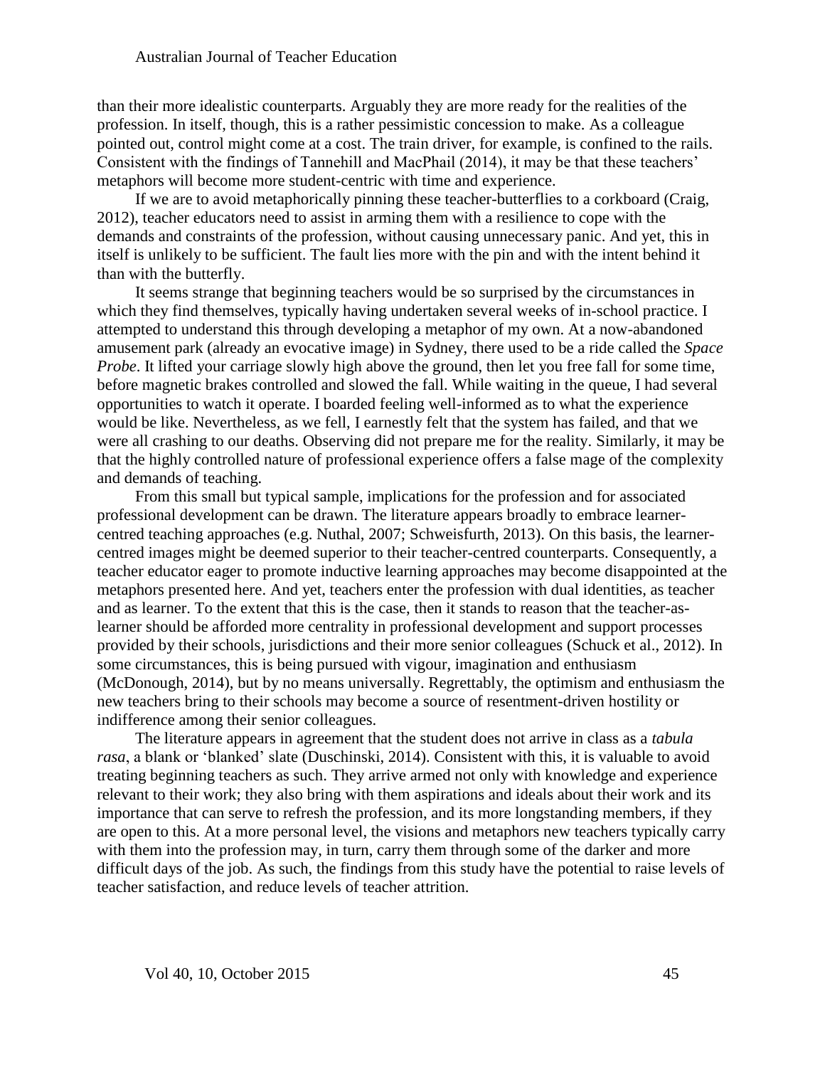than their more idealistic counterparts. Arguably they are more ready for the realities of the profession. In itself, though, this is a rather pessimistic concession to make. As a colleague pointed out, control might come at a cost. The train driver, for example, is confined to the rails. Consistent with the findings of Tannehill and MacPhail (2014), it may be that these teachers' metaphors will become more student-centric with time and experience.

If we are to avoid metaphorically pinning these teacher-butterflies to a corkboard (Craig, 2012), teacher educators need to assist in arming them with a resilience to cope with the demands and constraints of the profession, without causing unnecessary panic. And yet, this in itself is unlikely to be sufficient. The fault lies more with the pin and with the intent behind it than with the butterfly.

It seems strange that beginning teachers would be so surprised by the circumstances in which they find themselves, typically having undertaken several weeks of in-school practice. I attempted to understand this through developing a metaphor of my own. At a now-abandoned amusement park (already an evocative image) in Sydney, there used to be a ride called the *Space Probe*. It lifted your carriage slowly high above the ground, then let you free fall for some time, before magnetic brakes controlled and slowed the fall. While waiting in the queue, I had several opportunities to watch it operate. I boarded feeling well-informed as to what the experience would be like. Nevertheless, as we fell, I earnestly felt that the system has failed, and that we were all crashing to our deaths. Observing did not prepare me for the reality. Similarly, it may be that the highly controlled nature of professional experience offers a false mage of the complexity and demands of teaching.

From this small but typical sample, implications for the profession and for associated professional development can be drawn. The literature appears broadly to embrace learner-centred teaching approaches (e.g. Nuthal, 2007; Schweisfurth, 2013). On this basis, the learner-centred images might be deemed superior to their teacher-centred counterparts. Consequently, a teacher educator eager to promote inductive learning approaches may become disappointed at the metaphors presented here. And yet, teachers enter the profession with dual identities, as teacher and as learner. To the extent that this is the case, then it stands to reason that the teacher-as-learner should be afforded more centrality in professional development and support processes provided by their schools, jurisdictions and their more senior colleagues (Schuck et al., 2012). In some circumstances, this is being pursued with vigour, imagination and enthusiasm (McDonough, 2014), but by no means universally. Regrettably, the optimism and enthusiasm the new teachers bring to their schools may become a source of resentment-driven hostility or indifference among their senior colleagues.

The literature appears in agreement that the student does not arrive in class as a *tabula rasa*, a blank or 'blanked' slate (Duschinski, 2014). Consistent with this, it is valuable to avoid treating beginning teachers as such. They arrive armed not only with knowledge and experience relevant to their work; they also bring with them aspirations and ideals about their work and its importance that can serve to refresh the profession, and its more longstanding members, if they are open to this. At a more personal level, the visions and metaphors new teachers typically carry with them into the profession may, in turn, carry them through some of the darker and more difficult days of the job. As such, the findings from this study have the potential to raise levels of teacher satisfaction, and reduce levels of teacher attrition.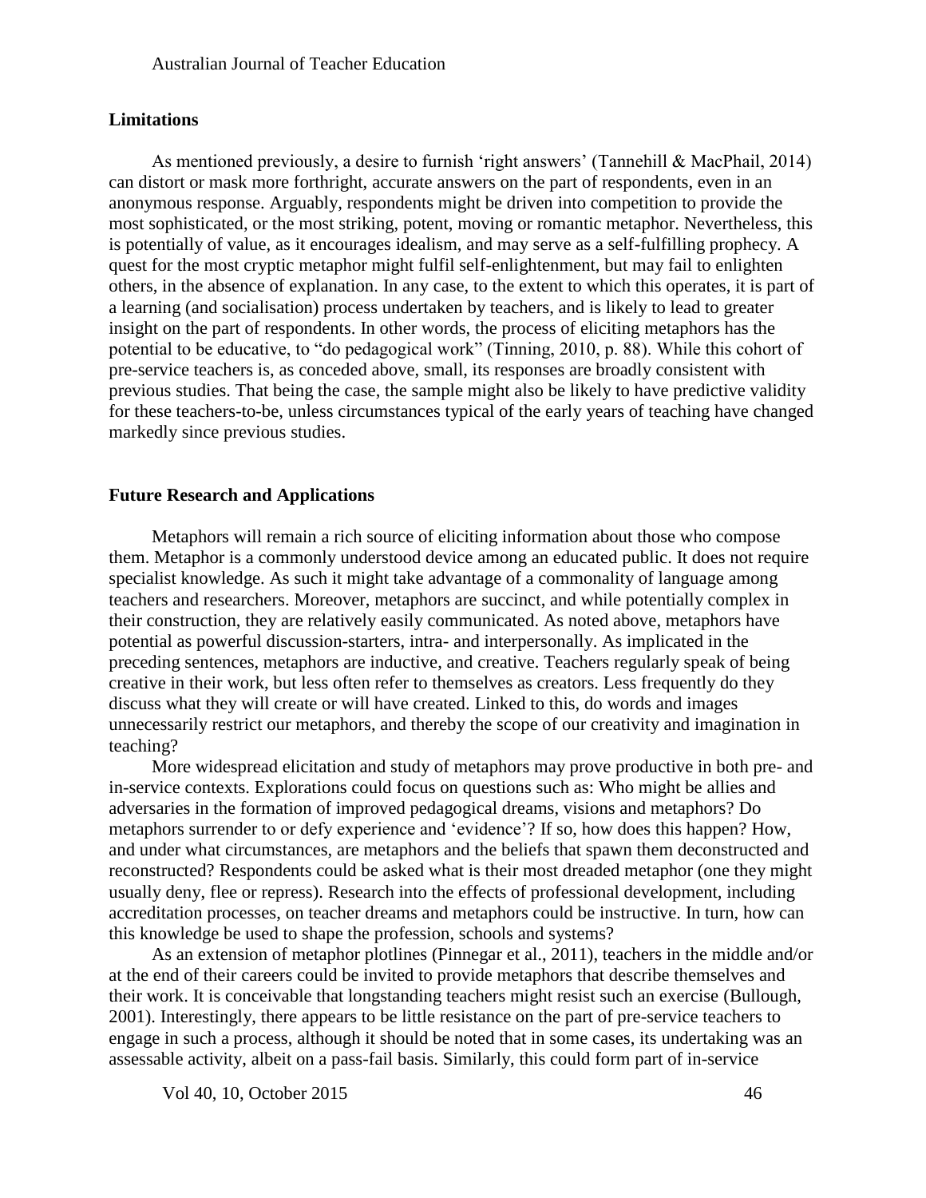## Limitations

As mentioned previously, a desire to furnish 'right answers' (Tannehill & MacPhail, 2014) can distort or mask more forthright, accurate answers on the part of respondents, even in an anonymous response. Arguably, respondents might be driven into competition to provide the most sophisticated, or the most striking, potent, moving or romantic metaphor. Nevertheless, this is potentially of value, as it encourages idealism, and may serve as a self-fulfilling prophecy. A quest for the most cryptic metaphor might fulfil self-enlightenment, but may fail to enlighten others, in the absence of explanation. In any case, to the extent to which this operates, it is part of a learning (and socialisation) process undertaken by teachers, and is likely to lead to greater insight on the part of respondents. In other words, the process of eliciting metaphors has the potential to be educative, to "do pedagogical work" (Tinning, 2010, p. 88). While this cohort of pre-service teachers is, as conceded above, small, its responses are broadly consistent with previous studies. That being the case, the sample might also be likely to have predictive validity for these teachers-to-be, unless circumstances typical of the early years of teaching have changed markedly since previous studies.

## Future Research and Applications

Metaphors will remain a rich source of eliciting information about those who compose them. Metaphor is a commonly understood device among an educated public. It does not require specialist knowledge. As such it might take advantage of a commonality of language among teachers and researchers. Moreover, metaphors are succinct, and while potentially complex in their construction, they are relatively easily communicated. As noted above, metaphors have potential as powerful discussion-starters, intra- and interpersonally. As implicated in the preceding sentences, metaphors are inductive, and creative. Teachers regularly speak of being creative in their work, but less often refer to themselves as creators. Less frequently do they discuss what they will create or will have created. Linked to this, do words and images unnecessarily restrict our metaphors, and thereby the scope of our creativity and imagination in teaching?

More widespread elicitation and study of metaphors may prove productive in both pre- and in-service contexts. Explorations could focus on questions such as: Who might be allies and adversaries in the formation of improved pedagogical dreams, visions and metaphors? Do metaphors surrender to or defy experience and 'evidence'? If so, how does this happen? How, and under what circumstances, are metaphors and the beliefs that spawn them deconstructed and reconstructed? Respondents could be asked what is their most dreaded metaphor (one they might usually deny, flee or repress). Research into the effects of professional development, including accreditation processes, on teacher dreams and metaphors could be instructive. In turn, how can this knowledge be used to shape the profession, schools and systems?

As an extension of metaphor plotlines (Pinnegar et al., 2011), teachers in the middle and/or at the end of their careers could be invited to provide metaphors that describe themselves and their work. It is conceivable that longstanding teachers might resist such an exercise (Bullough, 2001). Interestingly, there appears to be little resistance on the part of pre-service teachers to engage in such a process, although it should be noted that in some cases, its undertaking was an assessable activity, albeit on a pass-fail basis. Similarly, this could form part of in-service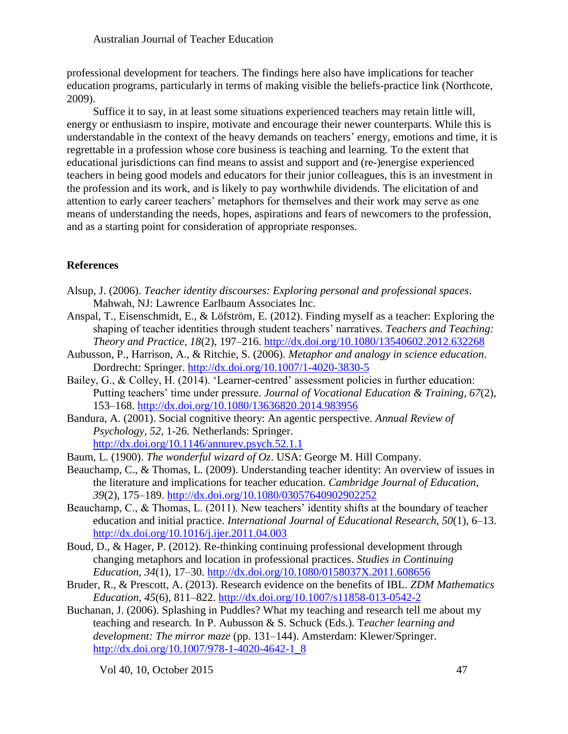professional development for teachers. The findings here also have implications for teacher education programs, particularly in terms of making visible the beliefs-practice link (Northcote, 2009).

Suffice it to say, in at least some situations experienced teachers may retain little will, energy or enthusiasm to inspire, motivate and encourage their newer counterparts. While this is understandable in the context of the heavy demands on teachers' energy, emotions and time, it is regrettable in a profession whose core business is teaching and learning. To the extent that educational jurisdictions can find means to assist and support and (re-)energise experienced teachers in being good models and educators for their junior colleagues, this is an investment in the profession and its work, and is likely to pay worthwhile dividends. The elicitation of and attention to early career teachers' metaphors for themselves and their work may serve as one means of understanding the needs, hopes, aspirations and fears of newcomers to the profession, and as a starting point for consideration of appropriate responses.

## References

Alsup, J. (2006). *Teacher identity discourses: Exploring personal and professional spaces*. Mahwah, NJ: Lawrence Earlbaum Associates Inc.

Anspal, T., Eisenschmidt, E., & Löfström, E. (2012). Finding myself as a teacher: Exploring the shaping of teacher identities through student teachers' narratives. *Teachers and Teaching: Theory and Practice, 18*(2), 197–216. http://dx.doi.org/10.1080/13540602.2012.632268

Aubusson, P., Harrison, A., & Ritchie, S. (2006). *Metaphor and analogy in science education*. Dordrecht: Springer. http://dx.doi.org/10.1007/1-4020-3830-5

Bailey, G., & Colley, H. (2014). 'Learner-centred' assessment policies in further education: Putting teachers' time under pressure. *Journal of Vocational Education & Training, 67*(2), 153–168. http://dx.doi.org/10.1080/13636820.2014.983956

Bandura, A. (2001). Social cognitive theory: An agentic perspective. *Annual Review of Psychology, 52*, 1-26. Netherlands: Springer. http://dx.doi.org/10.1146/annurev.psych.52.1.1

Baum, L. (1900). *The wonderful wizard of Oz*. USA: George M. Hill Company.

Beauchamp, C., & Thomas, L. (2009). Understanding teacher identity: An overview of issues in the literature and implications for teacher education. *Cambridge Journal of Education, 39*(2), 175–189. http://dx.doi.org/10.1080/03057640902902252

Beauchamp, C., & Thomas, L. (2011). New teachers' identity shifts at the boundary of teacher education and initial practice. *International Journal of Educational Research, 50*(1), 6–13. http://dx.doi.org/10.1016/j.ijer.2011.04.003

Boud, D., & Hager, P. (2012). Re-thinking continuing professional development through changing metaphors and location in professional practices. *Studies in Continuing Education, 34*(1), 17–30. http://dx.doi.org/10.1080/0158037X.2011.608656

Bruder, R., & Prescott, A. (2013). Research evidence on the benefits of IBL. *ZDM Mathematics Education, 45*(6), 811–822. http://dx.doi.org/10.1007/s11858-013-0542-2

Buchanan, J. (2006). Splashing in Puddles? What my teaching and research tell me about my teaching and research. In P. Aubusson & S. Schuck (Eds.). T*eacher learning and development: The mirror maze* (pp. 131–144). Amsterdam: Klewer/Springer. http://dx.doi.org/10.1007/978-1-4020-4642-1_8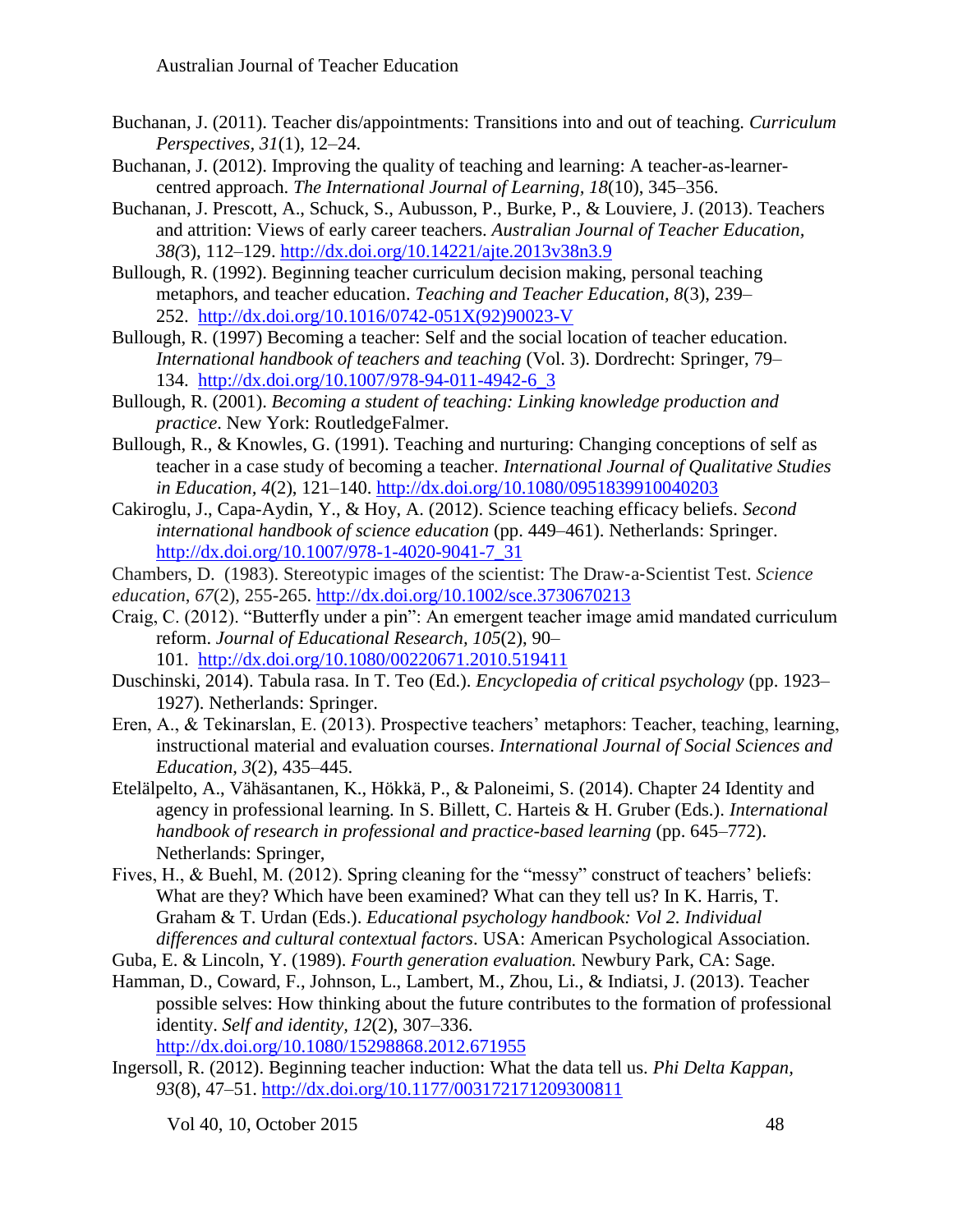Buchanan, J. (2011). Teacher dis/appointments: Transitions into and out of teaching. *Curriculum Perspectives, 31*(1), 12–24.

Buchanan, J. (2012). Improving the quality of teaching and learning: A teacher-as-learner-centred approach. *The International Journal of Learning, 18*(10), 345–356.

Buchanan, J. Prescott, A., Schuck, S., Aubusson, P., Burke, P., & Louviere, J. (2013). Teachers and attrition: Views of early career teachers. *Australian Journal of Teacher Education*, *38(*3), 112–129. http://dx.doi.org/10.14221/ajte.2013v38n3.9

Bullough, R. (1992). Beginning teacher curriculum decision making, personal teaching metaphors, and teacher education. *Teaching and Teacher Education, 8*(3), 239–252. http://dx.doi.org/10.1016/0742-051X(92)90023-V

Bullough, R. (1997) Becoming a teacher: Self and the social location of teacher education. *International handbook of teachers and teaching* (Vol. 3). Dordrecht: Springer, 79–134. http://dx.doi.org/10.1007/978-94-011-4942-6_3

Bullough, R. (2001). *Becoming a student of teaching: Linking knowledge production and practice*. New York: RoutledgeFalmer.

Bullough, R., & Knowles, G. (1991). Teaching and nurturing: Changing conceptions of self as teacher in a case study of becoming a teacher. *International Journal of Qualitative Studies in Education*, *4*(2), 121–140. http://dx.doi.org/10.1080/0951839910040203

Cakiroglu, J., Capa-Aydin, Y., & Hoy, A. (2012). Science teaching efficacy beliefs. *Second international handbook of science education* (pp. 449–461). Netherlands: Springer. http://dx.doi.org/10.1007/978-1-4020-9041-7_31

Chambers, D. (1983). Stereotypic images of the scientist: The Draw-a-Scientist Test. *Science education*, *67*(2), 255-265. http://dx.doi.org/10.1002/sce.3730670213

Craig, C. (2012). "Butterfly under a pin": An emergent teacher image amid mandated curriculum reform. *Journal of Educational Research, 105*(2), 90–101. http://dx.doi.org/10.1080/00220671.2010.519411

Duschinski, 2014). Tabula rasa. In T. Teo (Ed.). *Encyclopedia of critical psychology* (pp. 1923–1927). Netherlands: Springer.

Eren, A., & Tekinarslan, E. (2013). Prospective teachers' metaphors: Teacher, teaching, learning, instructional material and evaluation courses. *International Journal of Social Sciences and Education, 3*(2), 435–445.

Etelälpelto, A., Vähäsantanen, K., Hökkä, P., & Paloneimi, S. (2014). Chapter 24 Identity and agency in professional learning. In S. Billett, C. Harteis & H. Gruber (Eds.). *International handbook of research in professional and practice-based learning* (pp. 645–772). Netherlands: Springer,

Fives, H., & Buehl, M. (2012). Spring cleaning for the "messy" construct of teachers' beliefs: What are they? Which have been examined? What can they tell us? In K. Harris, T. Graham & T. Urdan (Eds.). *Educational psychology handbook: Vol 2. Individual differences and cultural contextual factors*. USA: American Psychological Association.

Guba, E. & Lincoln, Y. (1989). *Fourth generation evaluation.* Newbury Park, CA: Sage.

Hamman, D., Coward, F., Johnson, L., Lambert, M., Zhou, Li., & Indiatsi, J. (2013). Teacher possible selves: How thinking about the future contributes to the formation of professional identity. *Self and identity, 12*(2), 307–336. http://dx.doi.org/10.1080/15298868.2012.671955

Ingersoll, R. (2012). Beginning teacher induction: What the data tell us. *Phi Delta Kappan, 93*(8), 47–51. http://dx.doi.org/10.1177/003172171209300811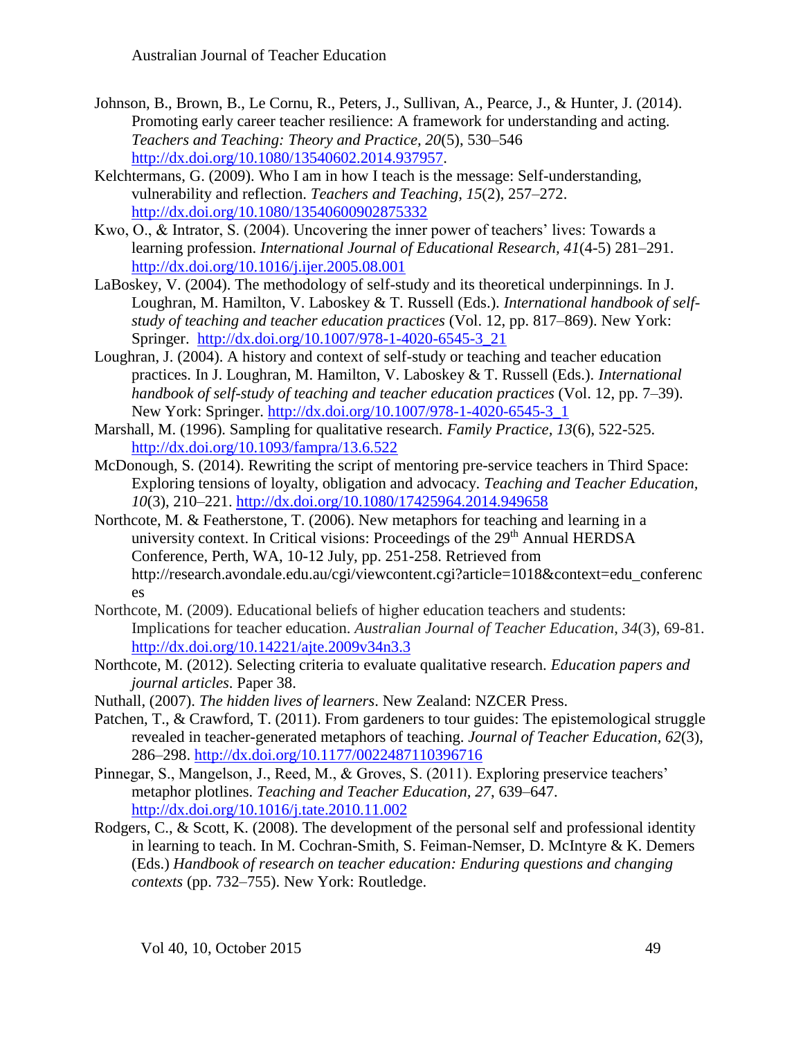Johnson, B., Brown, B., Le Cornu, R., Peters, J., Sullivan, A., Pearce, J., & Hunter, J. (2014). Promoting early career teacher resilience: A framework for understanding and acting. *Teachers and Teaching: Theory and Practice*, *20*(5), 530–546 http://dx.doi.org/10.1080/13540602.2014.937957.

Kelchtermans, G. (2009). Who I am in how I teach is the message: Self-understanding, vulnerability and reflection. *Teachers and Teaching*, *15*(2), 257–272. http://dx.doi.org/10.1080/13540600902875332

Kwo, O., & Intrator, S. (2004). Uncovering the inner power of teachers' lives: Towards a learning profession. *International Journal of Educational Research, 41*(4-5) 281–291. http://dx.doi.org/10.1016/j.ijer.2005.08.001

LaBoskey, V. (2004). The methodology of self-study and its theoretical underpinnings. In J. Loughran, M. Hamilton, V. Laboskey & T. Russell (Eds.). *International handbook of self-study of teaching and teacher education practices* (Vol. 12, pp. 817–869). New York: Springer. http://dx.doi.org/10.1007/978-1-4020-6545-3_21

Loughran, J. (2004). A history and context of self-study or teaching and teacher education practices. In J. Loughran, M. Hamilton, V. Laboskey & T. Russell (Eds.). *International handbook of self-study of teaching and teacher education practices* (Vol. 12, pp. 7–39). New York: Springer. http://dx.doi.org/10.1007/978-1-4020-6545-3_1

Marshall, M. (1996). Sampling for qualitative research. *Family Practice, 13*(6), 522-525. http://dx.doi.org/10.1093/fampra/13.6.522

McDonough, S. (2014). Rewriting the script of mentoring pre-service teachers in Third Space: Exploring tensions of loyalty, obligation and advocacy. *Teaching and Teacher Education, 10*(3), 210–221. http://dx.doi.org/10.1080/17425964.2014.949658

Northcote, M. & Featherstone, T. (2006). New metaphors for teaching and learning in a university context. In Critical visions: Proceedings of the 29th Annual HERDSA Conference, Perth, WA, 10-12 July, pp. 251-258. Retrieved from http://research.avondale.edu.au/cgi/viewcontent.cgi?article=1018&context=edu_conferences

Northcote, M. (2009). Educational beliefs of higher education teachers and students: Implications for teacher education. *Australian Journal of Teacher Education*, *34*(3), 69-81. http://dx.doi.org/10.14221/ajte.2009v34n3.3

Northcote, M. (2012). Selecting criteria to evaluate qualitative research. *Education papers and journal articles*. Paper 38.

Nuthall, (2007). *The hidden lives of learners*. New Zealand: NZCER Press.

Patchen, T., & Crawford, T. (2011). From gardeners to tour guides: The epistemological struggle revealed in teacher-generated metaphors of teaching. *Journal of Teacher Education, 62*(3), 286–298. http://dx.doi.org/10.1177/0022487110396716

Pinnegar, S., Mangelson, J., Reed, M., & Groves, S. (2011). Exploring preservice teachers' metaphor plotlines. *Teaching and Teacher Education, 27*, 639–647. http://dx.doi.org/10.1016/j.tate.2010.11.002

Rodgers, C., & Scott, K. (2008). The development of the personal self and professional identity in learning to teach. In M. Cochran-Smith, S. Feiman-Nemser, D. McIntyre & K. Demers (Eds.) *Handbook of research on teacher education: Enduring questions and changing contexts* (pp. 732–755). New York: Routledge.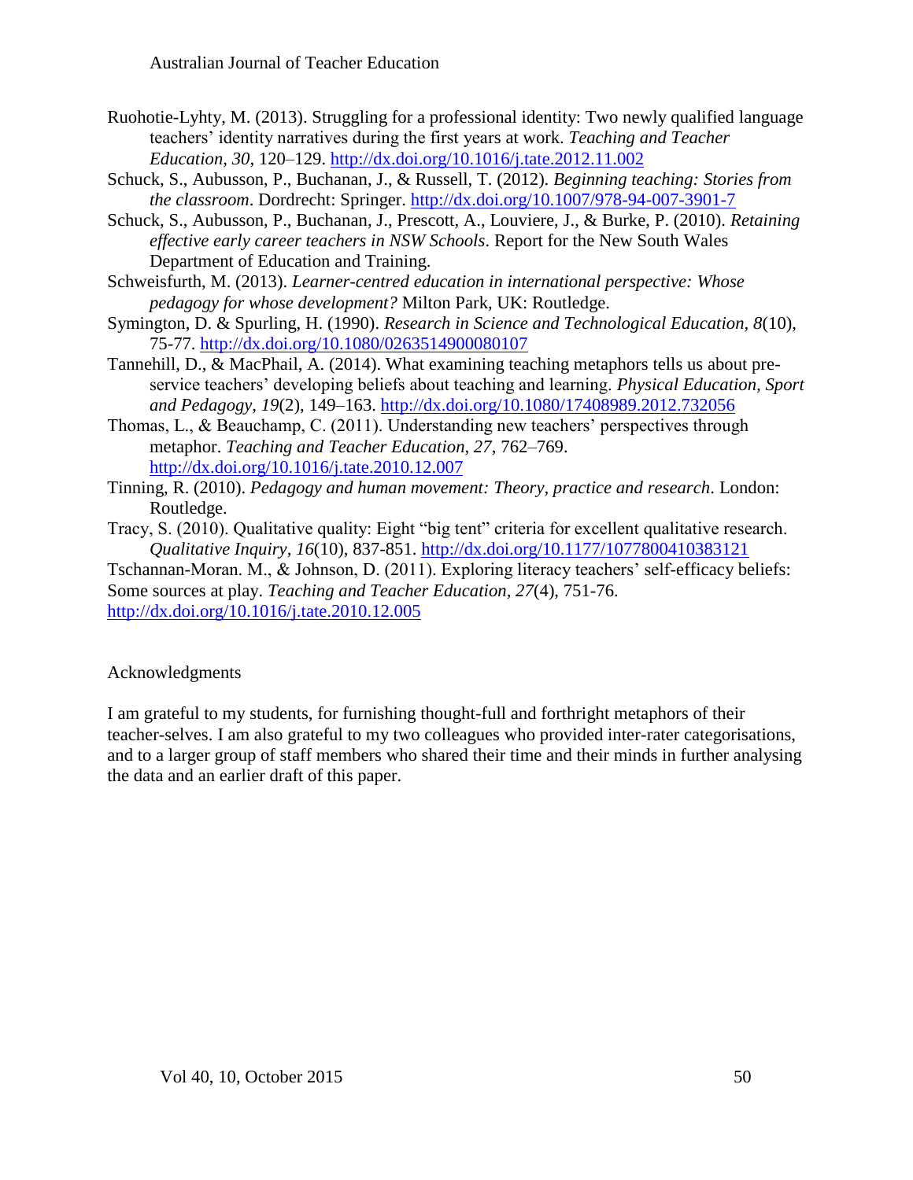Ruohotie-Lyhty, M. (2013). Struggling for a professional identity: Two newly qualified language teachers' identity narratives during the first years at work. *Teaching and Teacher Education, 30*, 120–129. http://dx.doi.org/10.1016/j.tate.2012.11.002

Schuck, S., Aubusson, P., Buchanan, J., & Russell, T. (2012). *Beginning teaching: Stories from the classroom*. Dordrecht: Springer. http://dx.doi.org/10.1007/978-94-007-3901-7

Schuck, S., Aubusson, P., Buchanan, J., Prescott, A., Louviere, J., & Burke, P. (2010). *Retaining effective early career teachers in NSW Schools*. Report for the New South Wales Department of Education and Training.

Schweisfurth, M. (2013). *Learner-centred education in international perspective: Whose pedagogy for whose development?* Milton Park, UK: Routledge.

Symington, D. & Spurling, H. (1990). *Research in Science and Technological Education, 8*(10), 75-77. http://dx.doi.org/10.1080/0263514900080107

Tannehill, D., & MacPhail, A. (2014). What examining teaching metaphors tells us about pre-service teachers' developing beliefs about teaching and learning. *Physical Education, Sport and Pedagogy, 19*(2), 149–163. http://dx.doi.org/10.1080/17408989.2012.732056

Thomas, L., & Beauchamp, C. (2011). Understanding new teachers' perspectives through metaphor. *Teaching and Teacher Education, 27*, 762–769. http://dx.doi.org/10.1016/j.tate.2010.12.007

Tinning, R. (2010). *Pedagogy and human movement: Theory, practice and research*. London: Routledge.

Tracy, S. (2010). Qualitative quality: Eight "big tent" criteria for excellent qualitative research. *Qualitative Inquiry, 16*(10), 837-851. http://dx.doi.org/10.1177/1077800410383121

Tschannan-Moran. M., & Johnson, D. (2011). Exploring literacy teachers' self-efficacy beliefs: Some sources at play. *Teaching and Teacher Education, 27*(4), 751-76. http://dx.doi.org/10.1016/j.tate.2010.12.005

Acknowledgments

I am grateful to my students, for furnishing thought-full and forthright metaphors of their teacher-selves. I am also grateful to my two colleagues who provided inter-rater categorisations, and to a larger group of staff members who shared their time and their minds in further analysing the data and an earlier draft of this paper.